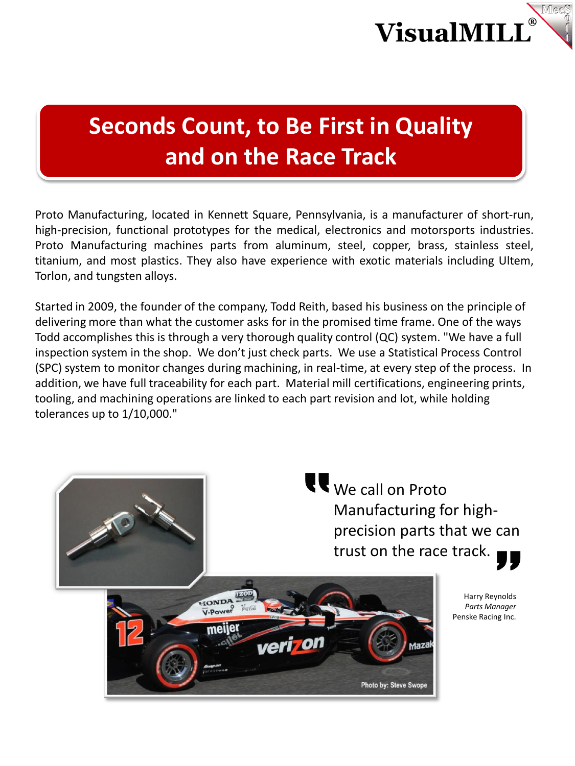VisualMILL®

# Seconds Count, to Be First in Quality and on the Race Track

Proto Manufacturing, located in Kennett Square, Pennsylvania, is a manufacturer of short-run, high-precision, functional prototypes for the medical, electronics and motorsports industries. Proto Manufacturing machines parts from aluminum, steel, copper, brass, stainless steel, titanium, and most plastics. They also have experience with exotic materials including Ultem, Torlon, and tungsten alloys.

Started in 2009, the founder of the company, Todd Reith, based his business on the principle of delivering more than what the customer asks for in the promised time frame. One of the ways Todd accomplishes this is through a very thorough quality control (QC) system. "We have a full inspection system in the shop. We don't just check parts. We use a Statistical Process Control (SPC) system to monitor changes during machining, in real-time, at every step of the process. In addition, we have full traceability for each part. Material mill certifications, engineering prints, tooling, and machining operations are linked to each part revision and lot, while holding tolerances up to 1/10,000."

> We call on Proto Manufacturing for high-precision parts that we can trust on the race track.

Harry Reynolds
*Parts Manager*
Penske Racing Inc.

Photo by: Steve Swope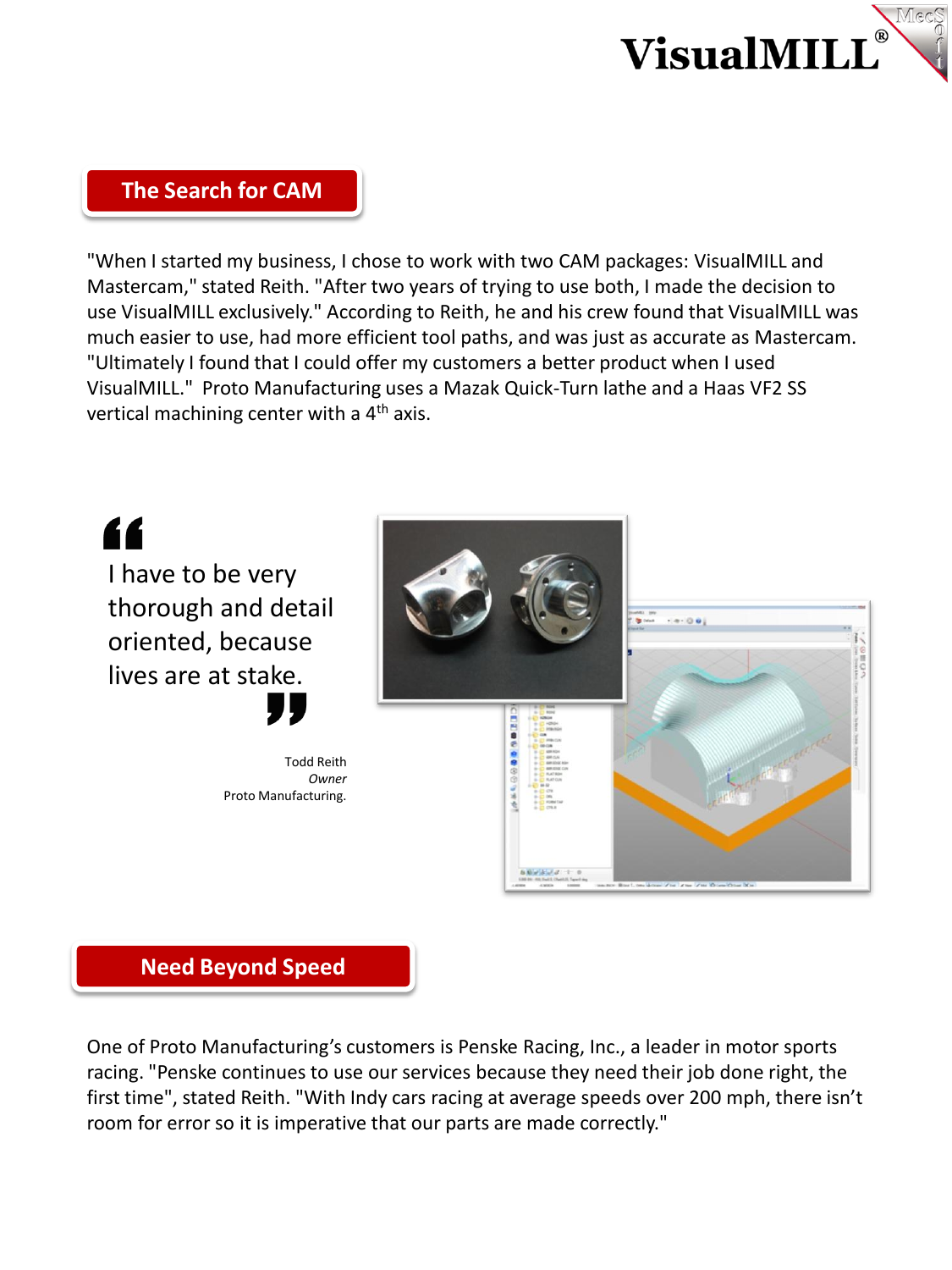## The Search for CAM

"When I started my business, I chose to work with two CAM packages: VisualMILL and Mastercam," stated Reith. "After two years of trying to use both, I made the decision to use VisualMILL exclusively." According to Reith, he and his crew found that VisualMILL was much easier to use, had more efficient tool paths, and was just as accurate as Mastercam. "Ultimately I found that I could offer my customers a better product when I used VisualMILL." Proto Manufacturing uses a Mazak Quick-Turn lathe and a Haas VF2 SS vertical machining center with a 4th axis.

> I have to be very thorough and detail oriented, because lives are at stake.
>
> Todd Reith
> *Owner*
> Proto Manufacturing.

## Need Beyond Speed

One of Proto Manufacturing's customers is Penske Racing, Inc., a leader in motor sports racing. "Penske continues to use our services because they need their job done right, the first time", stated Reith. "With Indy cars racing at average speeds over 200 mph, there isn't room for error so it is imperative that our parts are made correctly."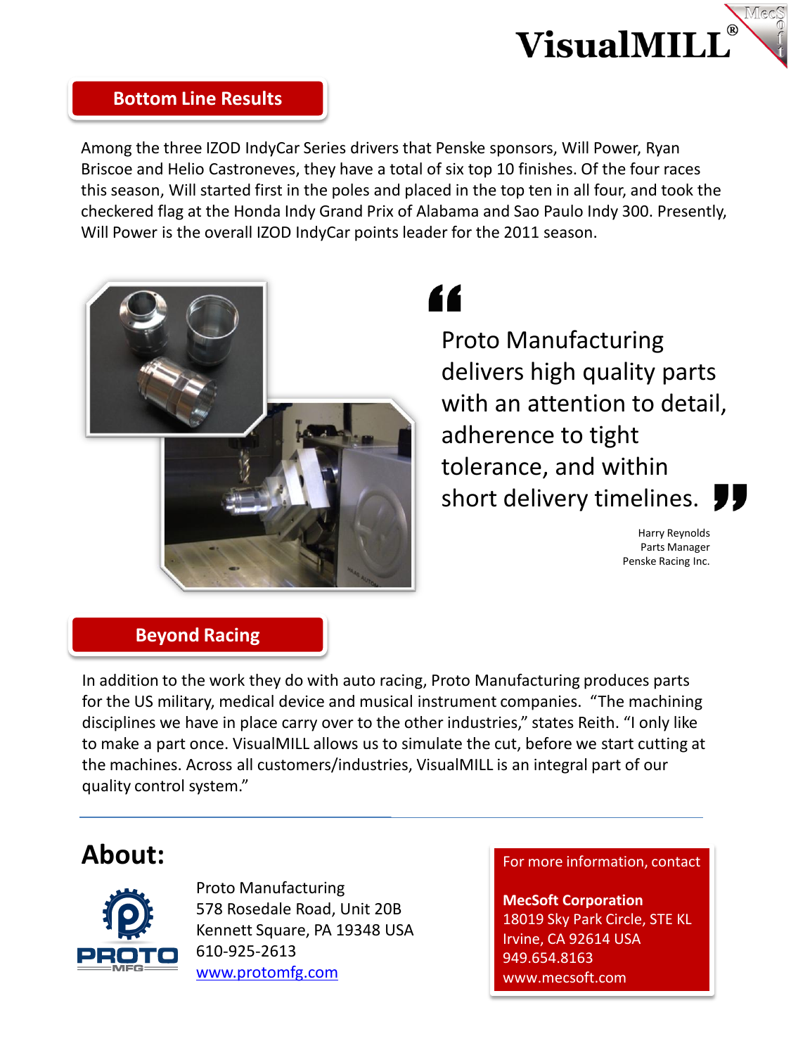## Bottom Line Results

Among the three IZOD IndyCar Series drivers that Penske sponsors, Will Power, Ryan Briscoe and Helio Castroneves, they have a total of six top 10 finishes. Of the four races this season, Will started first in the poles and placed in the top ten in all four, and took the checkered flag at the Honda Indy Grand Prix of Alabama and Sao Paulo Indy 300. Presently, Will Power is the overall IZOD IndyCar points leader for the 2011 season.

> "Proto Manufacturing delivers high quality parts with an attention to detail, adherence to tight tolerance, and within short delivery timelines."
>
> Harry Reynolds
> Parts Manager
> Penske Racing Inc.

## Beyond Racing

In addition to the work they do with auto racing, Proto Manufacturing produces parts for the US military, medical device and musical instrument companies. "The machining disciplines we have in place carry over to the other industries," states Reith. "I only like to make a part once. VisualMILL allows us to simulate the cut, before we start cutting at the machines. Across all customers/industries, VisualMILL is an integral part of our quality control system."

## About:

Proto Manufacturing
578 Rosedale Road, Unit 20B
Kennett Square, PA 19348 USA
610-925-2613
www.protomfg.com

For more information, contact

**MecSoft Corporation**
18019 Sky Park Circle, STE KL
Irvine, CA 92614 USA
949.654.8163
www.mecsoft.com